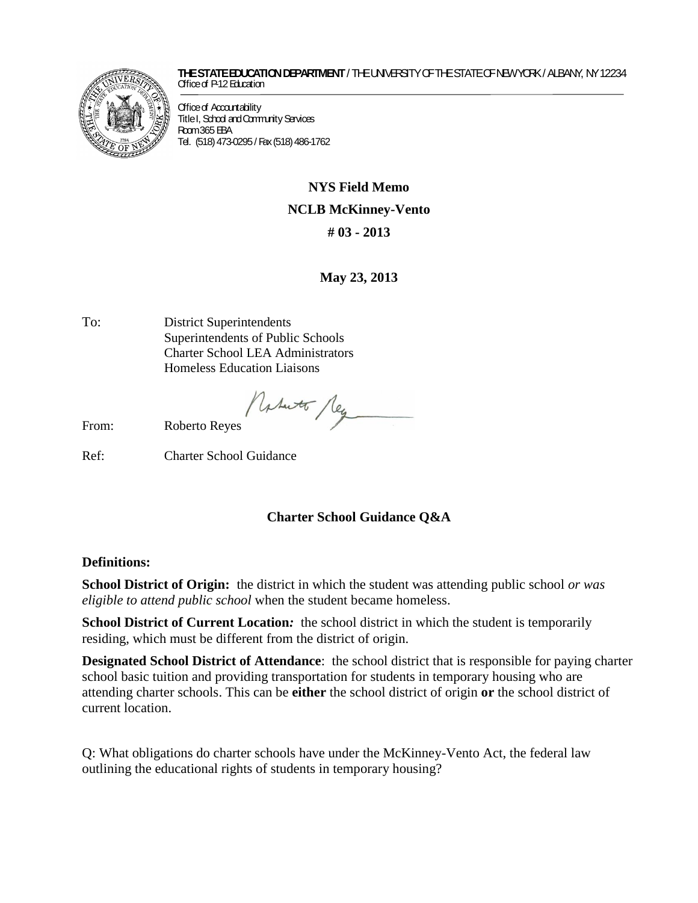**THE STATE EDUCATION DEPARTMENT** / THE UNIVERSITY OF THE STATE OF NEW YORK / ALBANY, NY 12234
Office of P-12 Education

Office of Accountability
Title I, School and Community Services
Room 365 EBA
Tel. (518) 473-0295 / Fax (518) 486-1762

**NYS Field Memo**

**NCLB McKinney-Vento**

**# 03 - 2013**

**May 23, 2013**

To: District Superintendents
Superintendents of Public Schools
Charter School LEA Administrators
Homeless Education Liaisons

From: Roberto Reyes

Ref: Charter School Guidance

## Charter School Guidance Q&A

**Definitions:**

**School District of Origin:** the district in which the student was attending public school *or was eligible to attend public school* when the student became homeless.

**School District of Current Location*:*** the school district in which the student is temporarily residing, which must be different from the district of origin.

**Designated School District of Attendance**: the school district that is responsible for paying charter school basic tuition and providing transportation for students in temporary housing who are attending charter schools. This can be **either** the school district of origin **or** the school district of current location.

Q: What obligations do charter schools have under the McKinney-Vento Act, the federal law outlining the educational rights of students in temporary housing?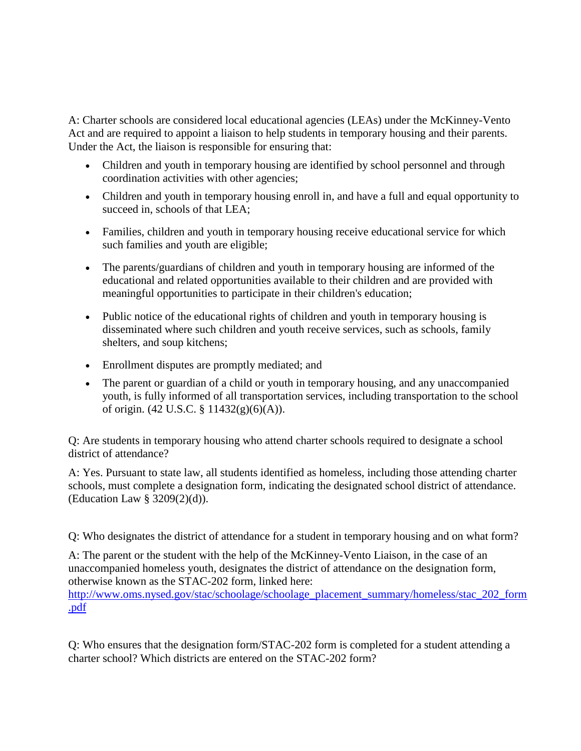A: Charter schools are considered local educational agencies (LEAs) under the McKinney-Vento Act and are required to appoint a liaison to help students in temporary housing and their parents. Under the Act, the liaison is responsible for ensuring that:

- Children and youth in temporary housing are identified by school personnel and through coordination activities with other agencies;
- Children and youth in temporary housing enroll in, and have a full and equal opportunity to succeed in, schools of that LEA;
- Families, children and youth in temporary housing receive educational service for which such families and youth are eligible;
- The parents/guardians of children and youth in temporary housing are informed of the educational and related opportunities available to their children and are provided with meaningful opportunities to participate in their children's education;
- Public notice of the educational rights of children and youth in temporary housing is disseminated where such children and youth receive services, such as schools, family shelters, and soup kitchens;
- Enrollment disputes are promptly mediated; and
- The parent or guardian of a child or youth in temporary housing, and any unaccompanied youth, is fully informed of all transportation services, including transportation to the school of origin. (42 U.S.C. § 11432(g)(6)(A)).

Q: Are students in temporary housing who attend charter schools required to designate a school district of attendance?

A: Yes. Pursuant to state law, all students identified as homeless, including those attending charter schools, must complete a designation form, indicating the designated school district of attendance. (Education Law § 3209(2)(d)).

Q: Who designates the district of attendance for a student in temporary housing and on what form?

A: The parent or the student with the help of the McKinney-Vento Liaison, in the case of an unaccompanied homeless youth, designates the district of attendance on the designation form, otherwise known as the STAC-202 form, linked here: [http://www.oms.nysed.gov/stac/schoolage/schoolage_placement_summary/homeless/stac_202_form.pdf](http://www.oms.nysed.gov/stac/schoolage/schoolage_placement_summary/homeless/stac_202_form.pdf)

Q: Who ensures that the designation form/STAC-202 form is completed for a student attending a charter school? Which districts are entered on the STAC-202 form?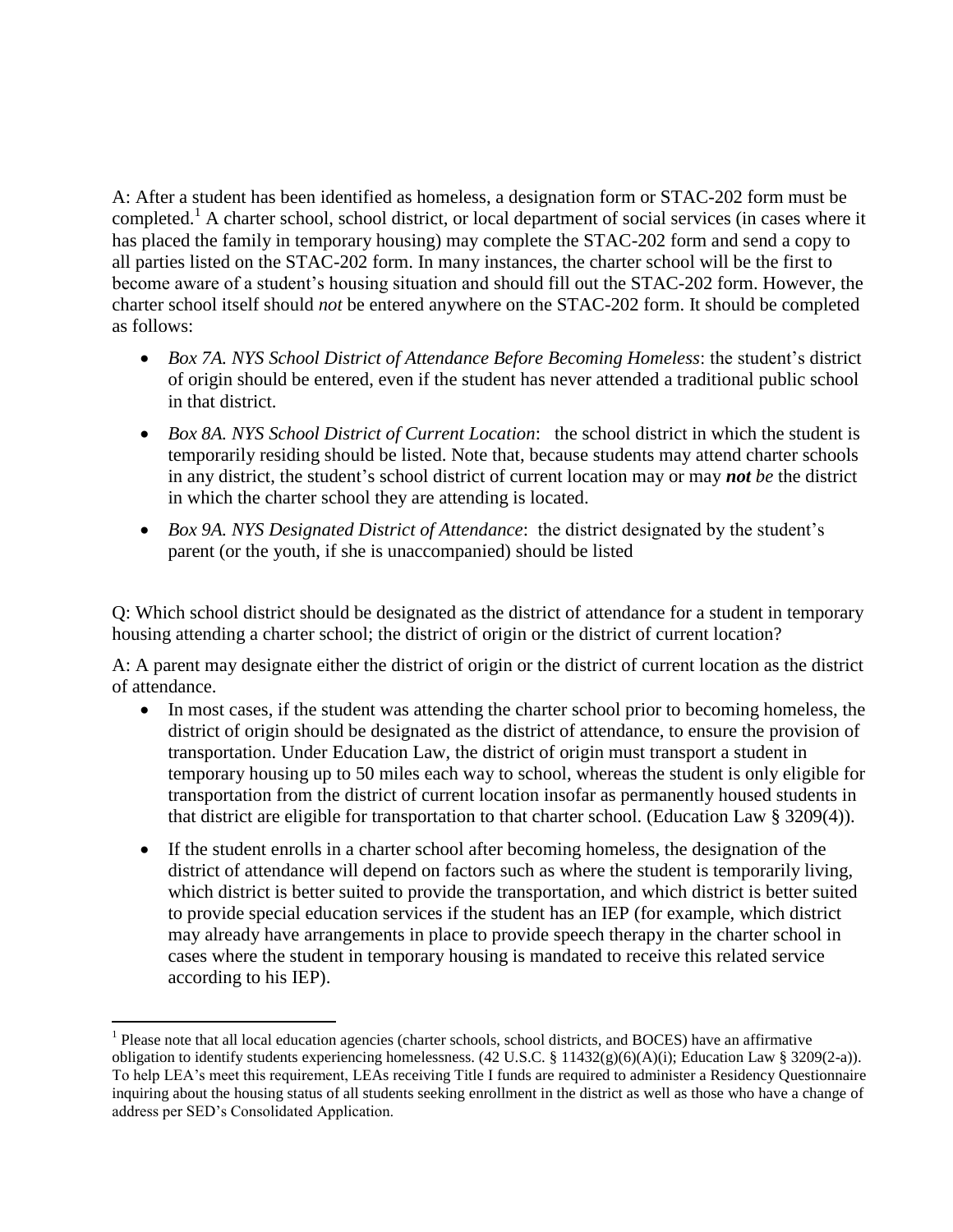A: After a student has been identified as homeless, a designation form or STAC-202 form must be completed.[1] A charter school, school district, or local department of social services (in cases where it has placed the family in temporary housing) may complete the STAC-202 form and send a copy to all parties listed on the STAC-202 form. In many instances, the charter school will be the first to become aware of a student's housing situation and should fill out the STAC-202 form. However, the charter school itself should *not* be entered anywhere on the STAC-202 form. It should be completed as follows:

- *Box 7A. NYS School District of Attendance Before Becoming Homeless*: the student's district of origin should be entered, even if the student has never attended a traditional public school in that district.
- *Box 8A. NYS School District of Current Location*: the school district in which the student is temporarily residing should be listed. Note that, because students may attend charter schools in any district, the student's school district of current location may or may ***not*** *be* the district in which the charter school they are attending is located.
- *Box 9A. NYS Designated District of Attendance*: the district designated by the student's parent (or the youth, if she is unaccompanied) should be listed

Q: Which school district should be designated as the district of attendance for a student in temporary housing attending a charter school; the district of origin or the district of current location?

A: A parent may designate either the district of origin or the district of current location as the district of attendance.

- In most cases, if the student was attending the charter school prior to becoming homeless, the district of origin should be designated as the district of attendance, to ensure the provision of transportation. Under Education Law, the district of origin must transport a student in temporary housing up to 50 miles each way to school, whereas the student is only eligible for transportation from the district of current location insofar as permanently housed students in that district are eligible for transportation to that charter school. (Education Law § 3209(4)).
- If the student enrolls in a charter school after becoming homeless, the designation of the district of attendance will depend on factors such as where the student is temporarily living, which district is better suited to provide the transportation, and which district is better suited to provide special education services if the student has an IEP (for example, which district may already have arrangements in place to provide speech therapy in the charter school in cases where the student in temporary housing is mandated to receive this related service according to his IEP).

[1] Please note that all local education agencies (charter schools, school districts, and BOCES) have an affirmative obligation to identify students experiencing homelessness. (42 U.S.C. § 11432(g)(6)(A)(i); Education Law § 3209(2-a)). To help LEA's meet this requirement, LEAs receiving Title I funds are required to administer a Residency Questionnaire inquiring about the housing status of all students seeking enrollment in the district as well as those who have a change of address per SED's Consolidated Application.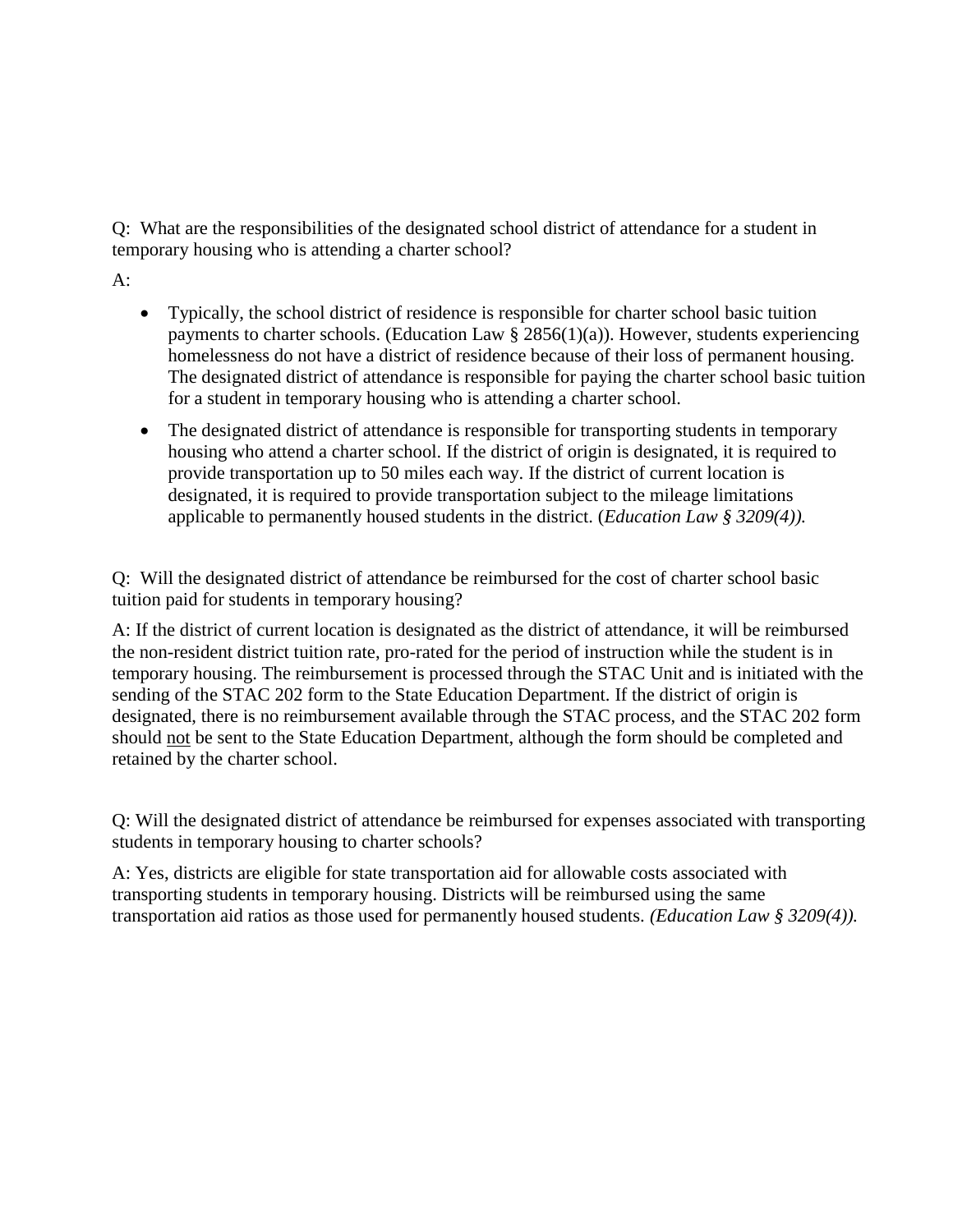Q: What are the responsibilities of the designated school district of attendance for a student in temporary housing who is attending a charter school?

A:

- Typically, the school district of residence is responsible for charter school basic tuition payments to charter schools. (Education Law § 2856(1)(a)). However, students experiencing homelessness do not have a district of residence because of their loss of permanent housing. The designated district of attendance is responsible for paying the charter school basic tuition for a student in temporary housing who is attending a charter school.
- The designated district of attendance is responsible for transporting students in temporary housing who attend a charter school. If the district of origin is designated, it is required to provide transportation up to 50 miles each way. If the district of current location is designated, it is required to provide transportation subject to the mileage limitations applicable to permanently housed students in the district. (*Education Law § 3209(4)).*

Q: Will the designated district of attendance be reimbursed for the cost of charter school basic tuition paid for students in temporary housing?

A: If the district of current location is designated as the district of attendance, it will be reimbursed the non-resident district tuition rate, pro-rated for the period of instruction while the student is in temporary housing. The reimbursement is processed through the STAC Unit and is initiated with the sending of the STAC 202 form to the State Education Department. If the district of origin is designated, there is no reimbursement available through the STAC process, and the STAC 202 form should <u>not</u> be sent to the State Education Department, although the form should be completed and retained by the charter school.

Q: Will the designated district of attendance be reimbursed for expenses associated with transporting students in temporary housing to charter schools?

A: Yes, districts are eligible for state transportation aid for allowable costs associated with transporting students in temporary housing. Districts will be reimbursed using the same transportation aid ratios as those used for permanently housed students. *(Education Law § 3209(4)).*